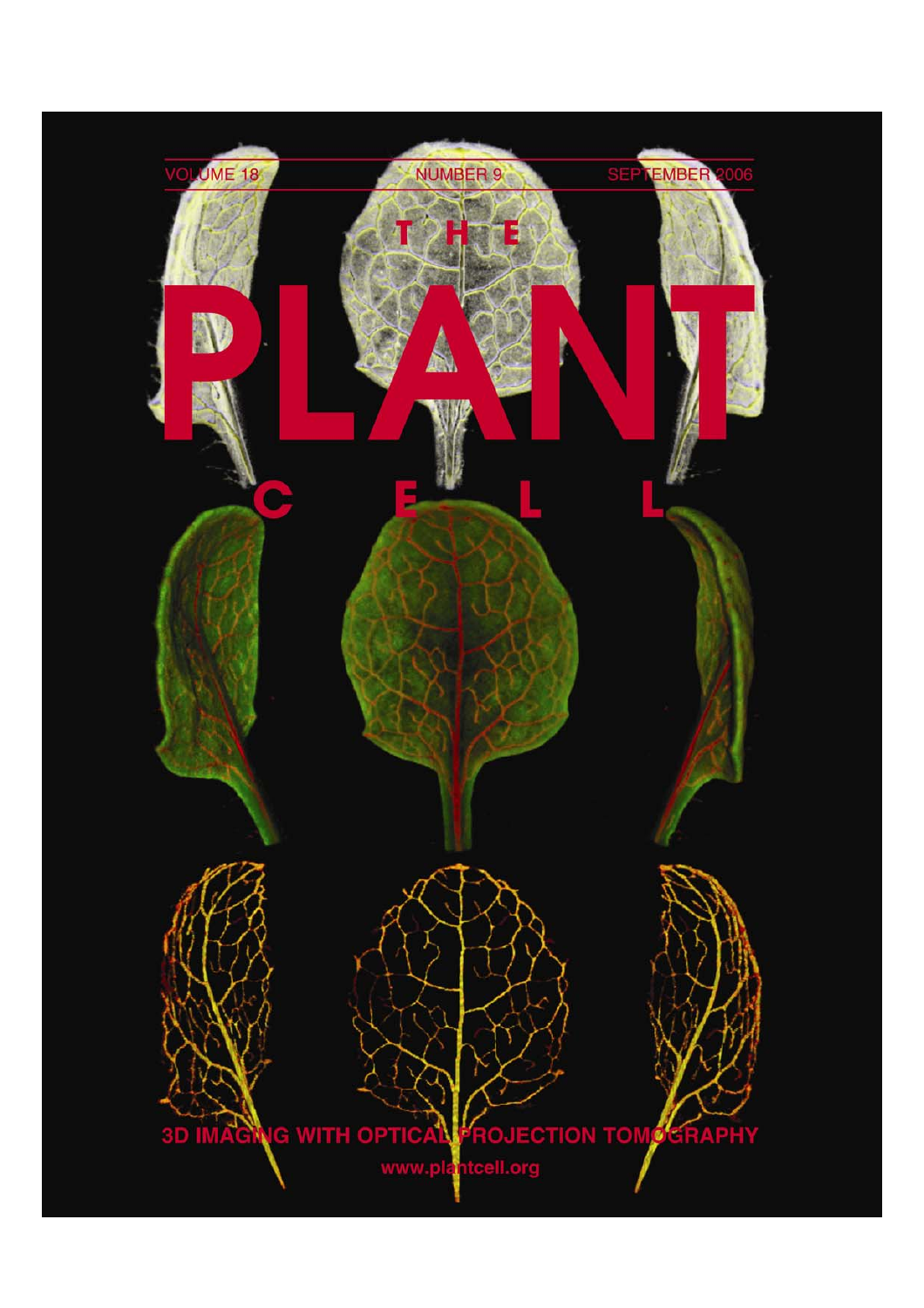VOLUME 18 NUMBER 9 SEPTEMBER 2006

# THE PLANT CELL

3D IMAGING WITH OPTICAL PROJECTION TOMOGRAPHY

www.plantcell.org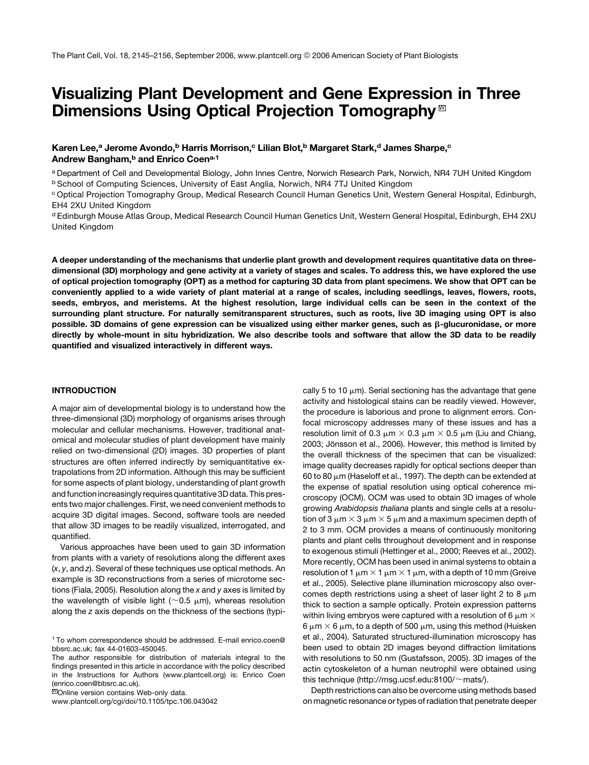# Visualizing Plant Development and Gene Expression in Three Dimensions Using Optical Projection Tomography

**Karen Lee,[a] Jerome Avondo,[b] Harris Morrison,[c] Lilian Blot,[b] Margaret Stark,[d] James Sharpe,[c] Andrew Bangham,[b] and Enrico Coen[a,1]**

[a] Department of Cell and Developmental Biology, John Innes Centre, Norwich Research Park, Norwich, NR4 7UH United Kingdom
[b] School of Computing Sciences, University of East Anglia, Norwich, NR4 7TJ United Kingdom
[c] Optical Projection Tomography Group, Medical Research Council Human Genetics Unit, Western General Hospital, Edinburgh, EH4 2XU United Kingdom
[d] Edinburgh Mouse Atlas Group, Medical Research Council Human Genetics Unit, Western General Hospital, Edinburgh, EH4 2XU United Kingdom

**A deeper understanding of the mechanisms that underlie plant growth and development requires quantitative data on three-dimensional (3D) morphology and gene activity at a variety of stages and scales. To address this, we have explored the use of optical projection tomography (OPT) as a method for capturing 3D data from plant specimens. We show that OPT can be conveniently applied to a wide variety of plant material at a range of scales, including seedlings, leaves, flowers, roots, seeds, embryos, and meristems. At the highest resolution, large individual cells can be seen in the context of the surrounding plant structure. For naturally semitransparent structures, such as roots, live 3D imaging using OPT is also possible. 3D domains of gene expression can be visualized using either marker genes, such as β-glucuronidase, or more directly by whole-mount in situ hybridization. We also describe tools and software that allow the 3D data to be readily quantified and visualized interactively in different ways.**

## INTRODUCTION

A major aim of developmental biology is to understand how the three-dimensional (3D) morphology of organisms arises through molecular and cellular mechanisms. However, traditional anatomical and molecular studies of plant development have mainly relied on two-dimensional (2D) images. 3D properties of plant structures are often inferred indirectly by semiquantitative extrapolations from 2D information. Although this may be sufficient for some aspects of plant biology, understanding of plant growth and function increasingly requires quantitative 3D data. This presents two major challenges. First, we need convenient methods to acquire 3D digital images. Second, software tools are needed that allow 3D images to be readily visualized, interrogated, and quantified.

Various approaches have been used to gain 3D information from plants with a variety of resolutions along the different axes (*x*, *y*, and *z*). Several of these techniques use optical methods. An example is 3D reconstructions from a series of microtome sections (Fiala, 2005). Resolution along the *x* and *y* axes is limited by the wavelength of visible light (~0.5 μm), whereas resolution along the *z* axis depends on the thickness of the sections (typically 5 to 10 μm). Serial sectioning has the advantage that gene activity and histological stains can be readily viewed. However, the procedure is laborious and prone to alignment errors. Confocal microscopy addresses many of these issues and has a resolution limit of 0.3 μm × 0.3 μm × 0.5 μm (Liu and Chiang, 2003; Jönsson et al., 2006). However, this method is limited by the overall thickness of the specimen that can be visualized: image quality decreases rapidly for optical sections deeper than 60 to 80 μm (Haseloff et al., 1997). The depth can be extended at the expense of spatial resolution using optical coherence microscopy (OCM). OCM was used to obtain 3D images of whole growing *Arabidopsis thaliana* plants and single cells at a resolution of 3 μm × 3 μm × 5 μm and a maximum specimen depth of 2 to 3 mm. OCM provides a means of continuously monitoring plants and plant cells throughout development and in response to exogenous stimuli (Hettinger et al., 2000; Reeves et al., 2002). More recently, OCM has been used in animal systems to obtain a resolution of 1 μm × 1 μm × 1 μm, with a depth of 10 mm (Greive et al., 2005). Selective plane illumination microscopy also overcomes depth restrictions using a sheet of laser light 2 to 8 μm thick to section a sample optically. Protein expression patterns within living embryos were captured with a resolution of 6 μm × 6 μm × 6 μm, to a depth of 500 μm, using this method (Huisken et al., 2004). Saturated structured-illumination microscopy has been used to obtain 2D images beyond diffraction limitations with resolutions to 50 nm (Gustafsson, 2005). 3D images of the actin cytoskeleton of a human neutrophil were obtained using this technique (http://msg.ucsf.edu:8100/~mats/).

Depth restrictions can also be overcome using methods based on magnetic resonance or types of radiation that penetrate deeper

[1] To whom correspondence should be addressed. E-mail enrico.coen@bbsrc.ac.uk; fax 44-01603-450045.

The author responsible for distribution of materials integral to the findings presented in this article in accordance with the policy described in the Instructions for Authors (www.plantcell.org) is: Enrico Coen (enrico.coen@bbsrc.ac.uk).

[W] Online version contains Web-only data.

www.plantcell.org/cgi/doi/10.1105/tpc.106.043042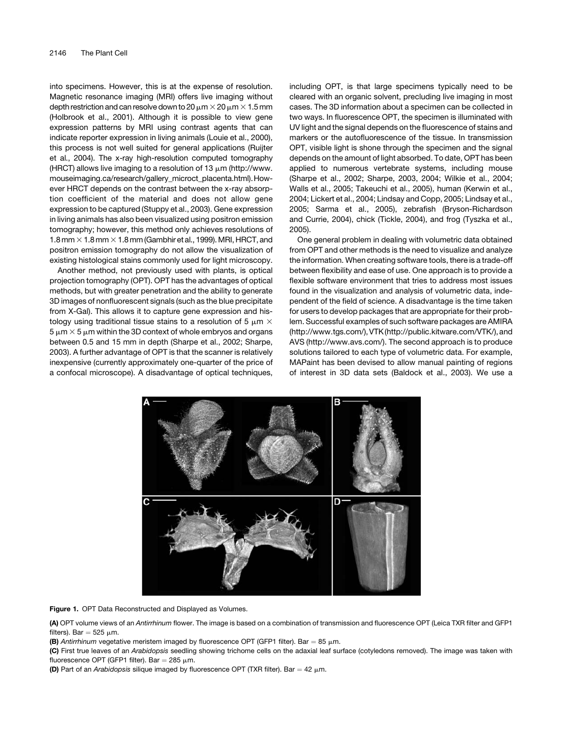into specimens. However, this is at the expense of resolution. Magnetic resonance imaging (MRI) offers live imaging without depth restriction and can resolve down to 20 μm × 20 μm × 1.5 mm (Holbrook et al., 2001). Although it is possible to view gene expression patterns by MRI using contrast agents that can indicate reporter expression in living animals (Louie et al., 2000), this process is not well suited for general applications (Ruijter et al., 2004). The x-ray high-resolution computed tomography (HRCT) allows live imaging to a resolution of 13 μm (http://www.mouseimaging.ca/research/gallery_microct_placenta.html). However HRCT depends on the contrast between the x-ray absorption coefficient of the material and does not allow gene expression to be captured (Stuppy et al., 2003). Gene expression in living animals has also been visualized using positron emission tomography; however, this method only achieves resolutions of 1.8 mm × 1.8 mm × 1.8 mm (Gambhir et al., 1999). MRI, HRCT, and positron emission tomography do not allow the visualization of existing histological stains commonly used for light microscopy.

Another method, not previously used with plants, is optical projection tomography (OPT). OPT has the advantages of optical methods, but with greater penetration and the ability to generate 3D images of nonfluorescent signals (such as the blue precipitate from X-Gal). This allows it to capture gene expression and histology using traditional tissue stains to a resolution of 5 μm × 5 μm × 5 μm within the 3D context of whole embryos and organs between 0.5 and 15 mm in depth (Sharpe et al., 2002; Sharpe, 2003). A further advantage of OPT is that the scanner is relatively inexpensive (currently approximately one-quarter of the price of a confocal microscope). A disadvantage of optical techniques, including OPT, is that large specimens typically need to be cleared with an organic solvent, precluding live imaging in most cases. The 3D information about a specimen can be collected in two ways. In fluorescence OPT, the specimen is illuminated with UV light and the signal depends on the fluorescence of stains and markers or the autofluorescence of the tissue. In transmission OPT, visible light is shone through the specimen and the signal depends on the amount of light absorbed. To date, OPT has been applied to numerous vertebrate systems, including mouse (Sharpe et al., 2002; Sharpe, 2003, 2004; Wilkie et al., 2004; Walls et al., 2005; Takeuchi et al., 2005), human (Kerwin et al., 2004; Lickert et al., 2004; Lindsay and Copp, 2005; Lindsay et al., 2005; Sarma et al., 2005), zebrafish (Bryson-Richardson and Currie, 2004), chick (Tickle, 2004), and frog (Tyszka et al., 2005).

One general problem in dealing with volumetric data obtained from OPT and other methods is the need to visualize and analyze the information. When creating software tools, there is a trade-off between flexibility and ease of use. One approach is to provide a flexible software environment that tries to address most issues found in the visualization and analysis of volumetric data, independent of the field of science. A disadvantage is the time taken for users to develop packages that are appropriate for their problem. Successful examples of such software packages are AMIRA (http://www.tgs.com/), VTK (http://public.kitware.com/VTK/), and AVS (http://www.avs.com/). The second approach is to produce solutions tailored to each type of volumetric data. For example, MAPaint has been devised to allow manual painting of regions of interest in 3D data sets (Baldock et al., 2003). We use a

**Figure 1.** OPT Data Reconstructed and Displayed as Volumes.

**(A)** OPT volume views of an *Antirrhinum* flower. The image is based on a combination of transmission and fluorescence OPT (Leica TXR filter and GFP1 filters). Bar = 525 μm.

**(B)** *Antirrhinum* vegetative meristem imaged by fluorescence OPT (GFP1 filter). Bar = 85 μm.

**(C)** First true leaves of an *Arabidopsis* seedling showing trichome cells on the adaxial leaf surface (cotyledons removed). The image was taken with fluorescence OPT (GFP1 filter). Bar = 285 μm.

**(D)** Part of an *Arabidopsis* silique imaged by fluorescence OPT (TXR filter). Bar = 42 μm.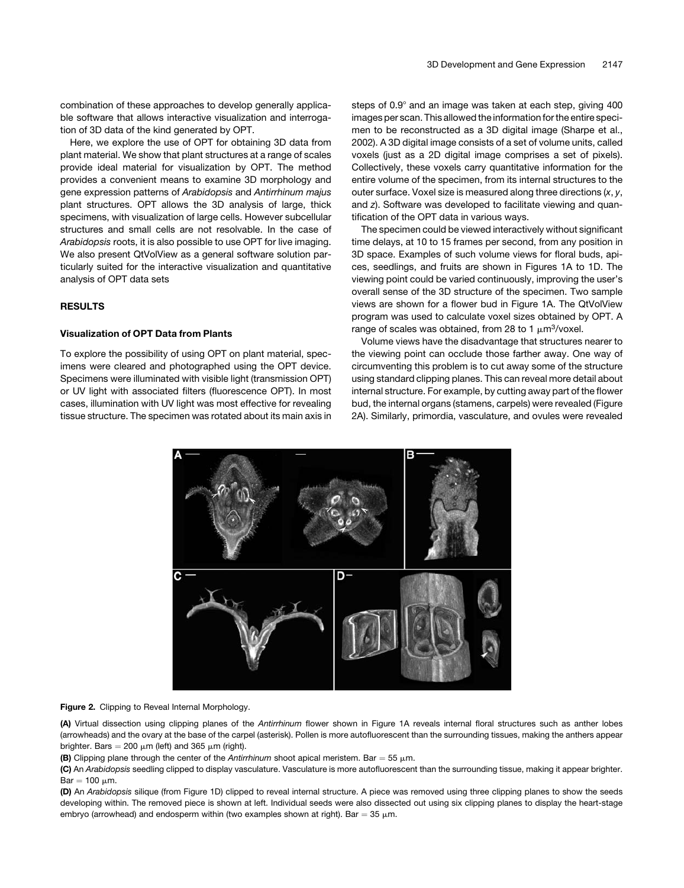combination of these approaches to develop generally applicable software that allows interactive visualization and interrogation of 3D data of the kind generated by OPT.

Here, we explore the use of OPT for obtaining 3D data from plant material. We show that plant structures at a range of scales provide ideal material for visualization by OPT. The method provides a convenient means to examine 3D morphology and gene expression patterns of *Arabidopsis* and *Antirrhinum majus* plant structures. OPT allows the 3D analysis of large, thick specimens, with visualization of large cells. However subcellular structures and small cells are not resolvable. In the case of *Arabidopsis* roots, it is also possible to use OPT for live imaging. We also present QtVolView as a general software solution particularly suited for the interactive visualization and quantitative analysis of OPT data sets

## RESULTS

### Visualization of OPT Data from Plants

To explore the possibility of using OPT on plant material, specimens were cleared and photographed using the OPT device. Specimens were illuminated with visible light (transmission OPT) or UV light with associated filters (fluorescence OPT). In most cases, illumination with UV light was most effective for revealing tissue structure. The specimen was rotated about its main axis in steps of 0.9° and an image was taken at each step, giving 400 images per scan. This allowed the information for the entire specimen to be reconstructed as a 3D digital image (Sharpe et al., 2002). A 3D digital image consists of a set of volume units, called voxels (just as a 2D digital image comprises a set of pixels). Collectively, these voxels carry quantitative information for the entire volume of the specimen, from its internal structures to the outer surface. Voxel size is measured along three directions ($x$, $y$, and $z$). Software was developed to facilitate viewing and quantification of the OPT data in various ways.

The specimen could be viewed interactively without significant time delays, at 10 to 15 frames per second, from any position in 3D space. Examples of such volume views for floral buds, apices, seedlings, and fruits are shown in Figures 1A to 1D. The viewing point could be varied continuously, improving the user's overall sense of the 3D structure of the specimen. Two sample views are shown for a flower bud in Figure 1A. The QtVolView program was used to calculate voxel sizes obtained by OPT. A range of scales was obtained, from 28 to 1 $\mu m^3$/voxel.

Volume views have the disadvantage that structures nearer to the viewing point can occlude those farther away. One way of circumventing this problem is to cut away some of the structure using standard clipping planes. This can reveal more detail about internal structure. For example, by cutting away part of the flower bud, the internal organs (stamens, carpels) were revealed (Figure 2A). Similarly, primordia, vasculature, and ovules were revealed

**Figure 2.** Clipping to Reveal Internal Morphology.

**(A)** Virtual dissection using clipping planes of the *Antirrhinum* flower shown in Figure 1A reveals internal floral structures such as anther lobes (arrowheads) and the ovary at the base of the carpel (asterisk). Pollen is more autofluorescent than the surrounding tissues, making the anthers appear brighter. Bars = 200 μm (left) and 365 μm (right).

**(B)** Clipping plane through the center of the *Antirrhinum* shoot apical meristem. Bar = 55 μm.

**(C)** An *Arabidopsis* seedling clipped to display vasculature. Vasculature is more autofluorescent than the surrounding tissue, making it appear brighter. Bar = 100 μm.

**(D)** An *Arabidopsis* silique (from Figure 1D) clipped to reveal internal structure. A piece was removed using three clipping planes to show the seeds developing within. The removed piece is shown at left. Individual seeds were also dissected out using six clipping planes to display the heart-stage embryo (arrowhead) and endosperm within (two examples shown at right). Bar = 35 μm.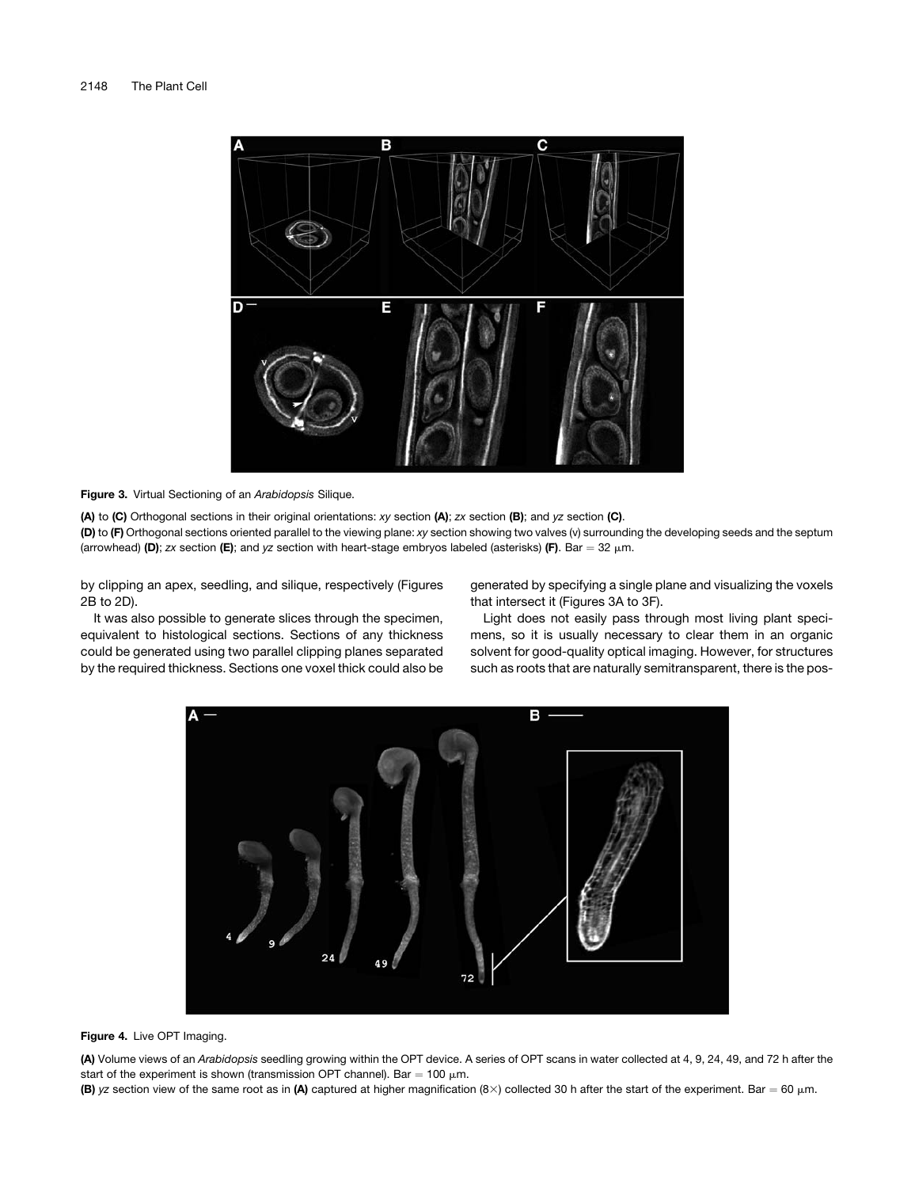**Figure 3.** Virtual Sectioning of an *Arabidopsis* Silique.

**(A)** to **(C)** Orthogonal sections in their original orientations: *xy* section **(A)**; *zx* section **(B)**; and *yz* section **(C)**.

**(D)** to **(F)** Orthogonal sections oriented parallel to the viewing plane: *xy* section showing two valves (v) surrounding the developing seeds and the septum (arrowhead) **(D)**; *zx* section **(E)**; and *yz* section with heart-stage embryos labeled (asterisks) **(F)**. Bar = 32 μm.

by clipping an apex, seedling, and silique, respectively (Figures 2B to 2D).

It was also possible to generate slices through the specimen, equivalent to histological sections. Sections of any thickness could be generated using two parallel clipping planes separated by the required thickness. Sections one voxel thick could also be generated by specifying a single plane and visualizing the voxels that intersect it (Figures 3A to 3F).

Light does not easily pass through most living plant specimens, so it is usually necessary to clear them in an organic solvent for good-quality optical imaging. However, for structures such as roots that are naturally semitransparent, there is the pos-

**Figure 4.** Live OPT Imaging.

**(A)** Volume views of an *Arabidopsis* seedling growing within the OPT device. A series of OPT scans in water collected at 4, 9, 24, 49, and 72 h after the start of the experiment is shown (transmission OPT channel). Bar = 100 μm.

**(B)** *yz* section view of the same root as in **(A)** captured at higher magnification (8×) collected 30 h after the start of the experiment. Bar = 60 μm.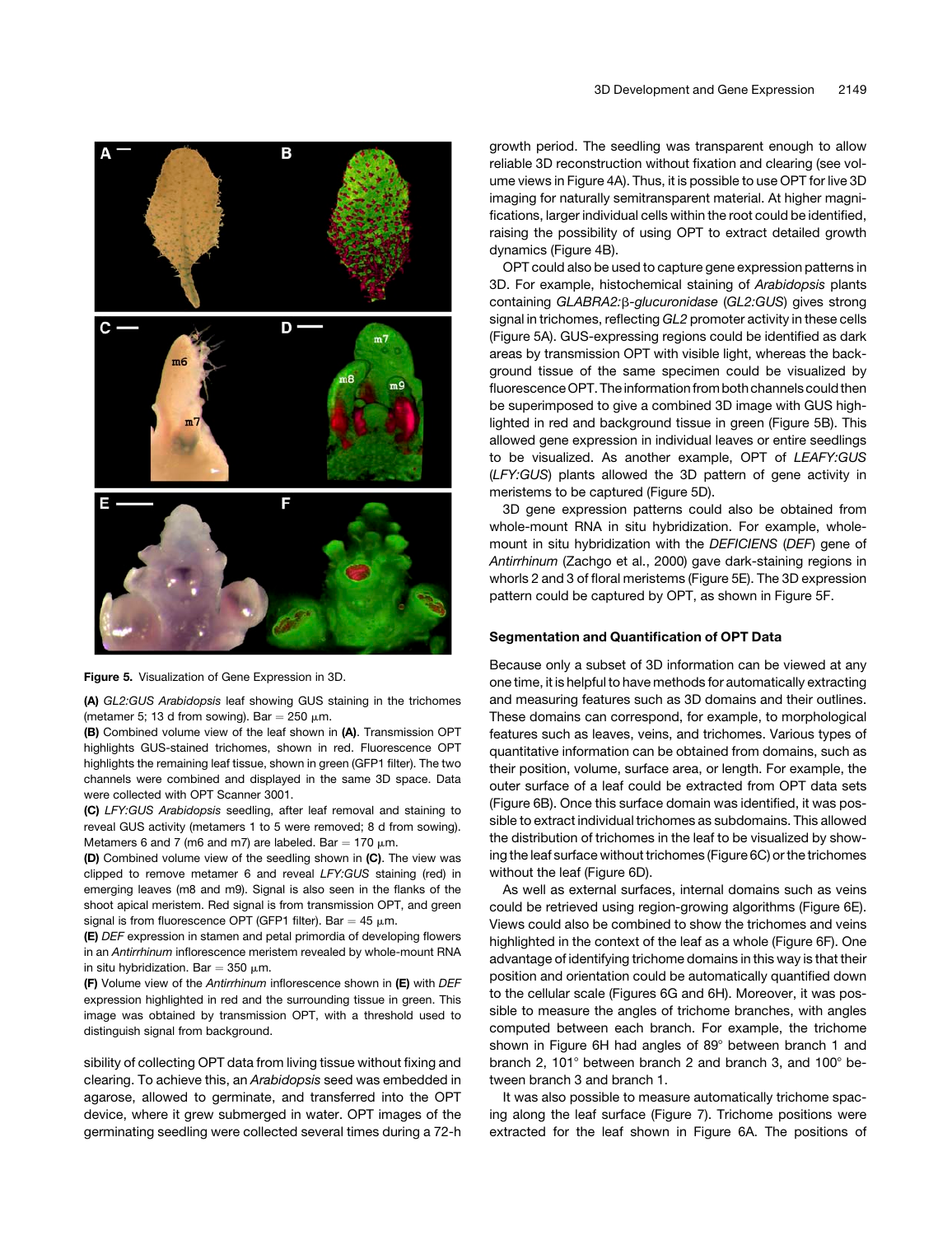**Figure 5.** Visualization of Gene Expression in 3D.

**(A)** *GL2:GUS Arabidopsis* leaf showing GUS staining in the trichomes (metamer 5; 13 d from sowing). Bar = 250 μm.

**(B)** Combined volume view of the leaf shown in **(A)**. Transmission OPT highlights GUS-stained trichomes, shown in red. Fluorescence OPT highlights the remaining leaf tissue, shown in green (GFP1 filter). The two channels were combined and displayed in the same 3D space. Data were collected with OPT Scanner 3001.

**(C)** *LFY:GUS Arabidopsis* seedling, after leaf removal and staining to reveal GUS activity (metamers 1 to 5 were removed; 8 d from sowing). Metamers 6 and 7 (m6 and m7) are labeled. Bar = 170 μm.

**(D)** Combined volume view of the seedling shown in **(C)**. The view was clipped to remove metamer 6 and reveal *LFY:GUS* staining (red) in emerging leaves (m8 and m9). Signal is also seen in the flanks of the shoot apical meristem. Red signal is from transmission OPT, and green signal is from fluorescence OPT (GFP1 filter). Bar = 45 μm.

**(E)** *DEF* expression in stamen and petal primordia of developing flowers in an *Antirrhinum* inflorescence meristem revealed by whole-mount RNA in situ hybridization. Bar = 350 μm.

**(F)** Volume view of the *Antirrhinum* inflorescence shown in **(E)** with *DEF* expression highlighted in red and the surrounding tissue in green. This image was obtained by transmission OPT, with a threshold used to distinguish signal from background.

sibility of collecting OPT data from living tissue without fixing and clearing. To achieve this, an *Arabidopsis* seed was embedded in agarose, allowed to germinate, and transferred into the OPT device, where it grew submerged in water. OPT images of the germinating seedling were collected several times during a 72-h growth period. The seedling was transparent enough to allow reliable 3D reconstruction without fixation and clearing (see volume views in Figure 4A). Thus, it is possible to use OPT for live 3D imaging for naturally semitransparent material. At higher magnifications, larger individual cells within the root could be identified, raising the possibility of using OPT to extract detailed growth dynamics (Figure 4B).

OPT could also be used to capture gene expression patterns in 3D. For example, histochemical staining of *Arabidopsis* plants containing *GLABRA2:β-glucuronidase* (*GL2:GUS*) gives strong signal in trichomes, reflecting *GL2* promoter activity in these cells (Figure 5A). GUS-expressing regions could be identified as dark areas by transmission OPT with visible light, whereas the background tissue of the same specimen could be visualized by fluorescence OPT. The information from both channels could then be superimposed to give a combined 3D image with GUS highlighted in red and background tissue in green (Figure 5B). This allowed gene expression in individual leaves or entire seedlings to be visualized. As another example, OPT of *LEAFY:GUS* (*LFY:GUS*) plants allowed the 3D pattern of gene activity in meristems to be captured (Figure 5D).

3D gene expression patterns could also be obtained from whole-mount RNA in situ hybridization. For example, whole-mount in situ hybridization with the *DEFICIENS* (*DEF*) gene of *Antirrhinum* (Zachgo et al., 2000) gave dark-staining regions in whorls 2 and 3 of floral meristems (Figure 5E). The 3D expression pattern could be captured by OPT, as shown in Figure 5F.

### Segmentation and Quantification of OPT Data

Because only a subset of 3D information can be viewed at any one time, it is helpful to have methods for automatically extracting and measuring features such as 3D domains and their outlines. These domains can correspond, for example, to morphological features such as leaves, veins, and trichomes. Various types of quantitative information can be obtained from domains, such as their position, volume, surface area, or length. For example, the outer surface of a leaf could be extracted from OPT data sets (Figure 6B). Once this surface domain was identified, it was possible to extract individual trichomes as subdomains. This allowed the distribution of trichomes in the leaf to be visualized by showing the leaf surface without trichomes (Figure 6C) or the trichomes without the leaf (Figure 6D).

As well as external surfaces, internal domains such as veins could be retrieved using region-growing algorithms (Figure 6E). Views could also be combined to show the trichomes and veins highlighted in the context of the leaf as a whole (Figure 6F). One advantage of identifying trichome domains in this way is that their position and orientation could be automatically quantified down to the cellular scale (Figures 6G and 6H). Moreover, it was possible to measure the angles of trichome branches, with angles computed between each branch. For example, the trichome shown in Figure 6H had angles of 89° between branch 1 and branch 2, 101° between branch 2 and branch 3, and 100° between branch 3 and branch 1.

It was also possible to measure automatically trichome spacing along the leaf surface (Figure 7). Trichome positions were extracted for the leaf shown in Figure 6A. The positions of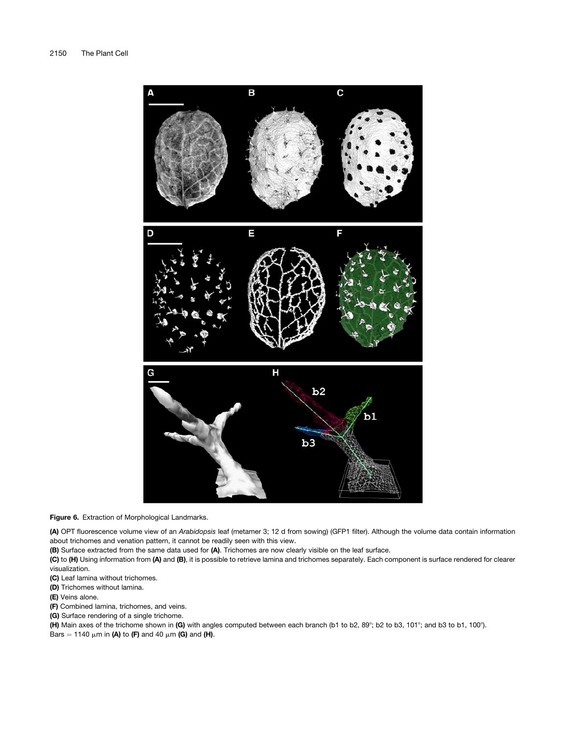**Figure 6.** Extraction of Morphological Landmarks.

**(A)** OPT fluorescence volume view of an *Arabidopsis* leaf (metamer 3; 12 d from sowing) (GFP1 filter). Although the volume data contain information about trichomes and venation pattern, it cannot be readily seen with this view.

**(B)** Surface extracted from the same data used for **(A)**. Trichomes are now clearly visible on the leaf surface.

**(C)** to **(H)** Using information from **(A)** and **(B)**, it is possible to retrieve lamina and trichomes separately. Each component is surface rendered for clearer visualization.

**(C)** Leaf lamina without trichomes.

**(D)** Trichomes without lamina.

**(E)** Veins alone.

**(F)** Combined lamina, trichomes, and veins.

**(G)** Surface rendering of a single trichome.

**(H)** Main axes of the trichome shown in **(G)** with angles computed between each branch (b1 to b2, 89°; b2 to b3, 101°; and b3 to b1, 100°).

Bars = 1140 μm in **(A)** to **(F)** and 40 μm **(G)** and **(H)**.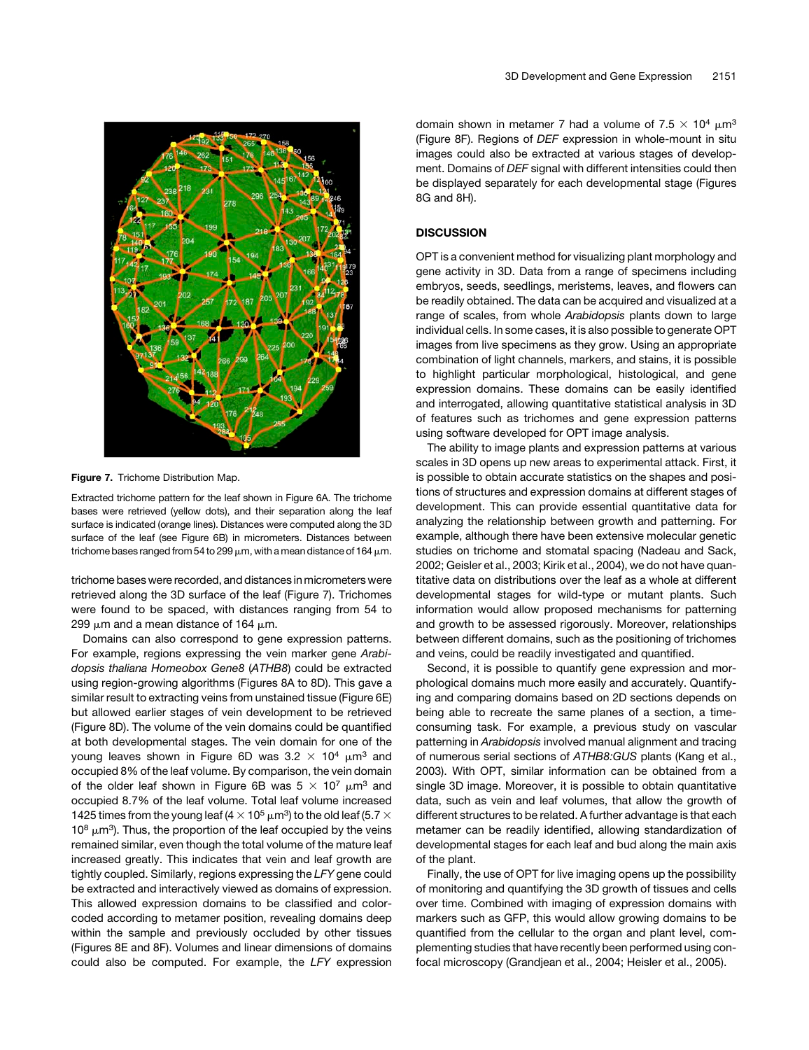**Figure 7.** Trichome Distribution Map.

Extracted trichome pattern for the leaf shown in Figure 6A. The trichome bases were retrieved (yellow dots), and their separation along the leaf surface is indicated (orange lines). Distances were computed along the 3D surface of the leaf (see Figure 6B) in micrometers. Distances between trichome bases ranged from 54 to 299 μm, with a mean distance of 164 μm.

trichome bases were recorded, and distances in micrometers were retrieved along the 3D surface of the leaf (Figure 7). Trichomes were found to be spaced, with distances ranging from 54 to 299 μm and a mean distance of 164 μm.

Domains can also correspond to gene expression patterns. For example, regions expressing the vein marker gene *Arabidopsis thaliana Homeobox Gene8* (*ATHB8*) could be extracted using region-growing algorithms (Figures 8A to 8D). This gave a similar result to extracting veins from unstained tissue (Figure 6E) but allowed earlier stages of vein development to be retrieved (Figure 8D). The volume of the vein domains could be quantified at both developmental stages. The vein domain for one of the young leaves shown in Figure 6D was $3.2 \times 10^4$ μm$^3$ and occupied 8% of the leaf volume. By comparison, the vein domain of the older leaf shown in Figure 6B was $5 \times 10^7$ μm$^3$ and occupied 8.7% of the leaf volume. Total leaf volume increased 1425 times from the young leaf ($4 \times 10^5$ μm$^3$) to the old leaf ($5.7 \times 10^8$ μm$^3$). Thus, the proportion of the leaf occupied by the veins remained similar, even though the total volume of the mature leaf increased greatly. This indicates that vein and leaf growth are tightly coupled. Similarly, regions expressing the *LFY* gene could be extracted and interactively viewed as domains of expression. This allowed expression domains to be classified and color-coded according to metamer position, revealing domains deep within the sample and previously occluded by other tissues (Figures 8E and 8F). Volumes and linear dimensions of domains could also be computed. For example, the *LFY* expression domain shown in metamer 7 had a volume of $7.5 \times 10^4$ μm$^3$ (Figure 8F). Regions of *DEF* expression in whole-mount in situ images could also be extracted at various stages of development. Domains of *DEF* signal with different intensities could then be displayed separately for each developmental stage (Figures 8G and 8H).

## DISCUSSION

OPT is a convenient method for visualizing plant morphology and gene activity in 3D. Data from a range of specimens including embryos, seeds, seedlings, meristems, leaves, and flowers can be readily obtained. The data can be acquired and visualized at a range of scales, from whole *Arabidopsis* plants down to large individual cells. In some cases, it is also possible to generate OPT images from live specimens as they grow. Using an appropriate combination of light channels, markers, and stains, it is possible to highlight particular morphological, histological, and gene expression domains. These domains can be easily identified and interrogated, allowing quantitative statistical analysis in 3D of features such as trichomes and gene expression patterns using software developed for OPT image analysis.

The ability to image plants and expression patterns at various scales in 3D opens up new areas to experimental attack. First, it is possible to obtain accurate statistics on the shapes and positions of structures and expression domains at different stages of development. This can provide essential quantitative data for analyzing the relationship between growth and patterning. For example, although there have been extensive molecular genetic studies on trichome and stomatal spacing (Nadeau and Sack, 2002; Geisler et al., 2003; Kirik et al., 2004), we do not have quantitative data on distributions over the leaf as a whole at different developmental stages for wild-type or mutant plants. Such information would allow proposed mechanisms for patterning and growth to be assessed rigorously. Moreover, relationships between different domains, such as the positioning of trichomes and veins, could be readily investigated and quantified.

Second, it is possible to quantify gene expression and morphological domains much more easily and accurately. Quantifying and comparing domains based on 2D sections depends on being able to recreate the same planes of a section, a time-consuming task. For example, a previous study on vascular patterning in *Arabidopsis* involved manual alignment and tracing of numerous serial sections of *ATHB8:GUS* plants (Kang et al., 2003). With OPT, similar information can be obtained from a single 3D image. Moreover, it is possible to obtain quantitative data, such as vein and leaf volumes, that allow the growth of different structures to be related. A further advantage is that each metamer can be readily identified, allowing standardization of developmental stages for each leaf and bud along the main axis of the plant.

Finally, the use of OPT for live imaging opens up the possibility of monitoring and quantifying the 3D growth of tissues and cells over time. Combined with imaging of expression domains with markers such as GFP, this would allow growing domains to be quantified from the cellular to the organ and plant level, complementing studies that have recently been performed using confocal microscopy (Grandjean et al., 2004; Heisler et al., 2005).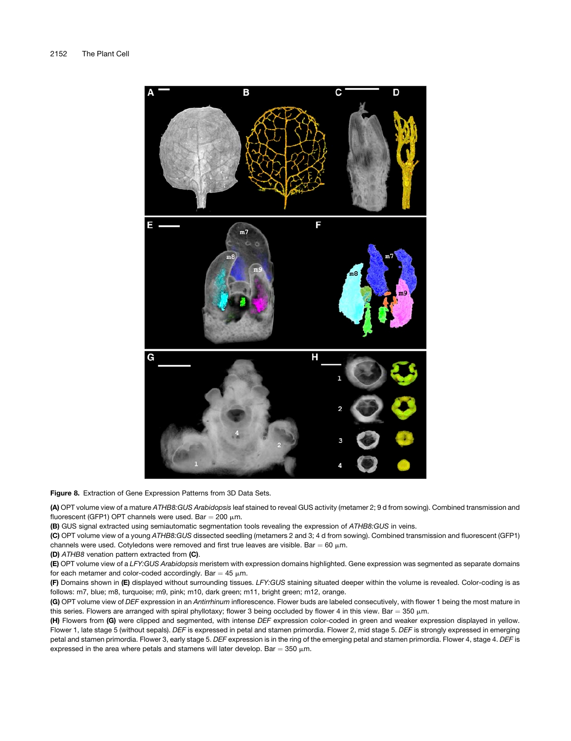**Figure 8.** Extraction of Gene Expression Patterns from 3D Data Sets.

**(A)** OPT volume view of a mature *ATHB8:GUS Arabidopsis* leaf stained to reveal GUS activity (metamer 2; 9 d from sowing). Combined transmission and fluorescent (GFP1) OPT channels were used. Bar = 200 μm.

**(B)** GUS signal extracted using semiautomatic segmentation tools revealing the expression of *ATHB8:GUS* in veins.

**(C)** OPT volume view of a young *ATHB8:GUS* dissected seedling (metamers 2 and 3; 4 d from sowing). Combined transmission and fluorescent (GFP1) channels were used. Cotyledons were removed and first true leaves are visible. Bar = 60 μm.

**(D)** *ATHB8* venation pattern extracted from **(C)**.

**(E)** OPT volume view of a *LFY:GUS Arabidopsis* meristem with expression domains highlighted. Gene expression was segmented as separate domains for each metamer and color-coded accordingly. Bar = 45 μm.

**(F)** Domains shown in **(E)** displayed without surrounding tissues. *LFY:GUS* staining situated deeper within the volume is revealed. Color-coding is as follows: m7, blue; m8, turquoise; m9, pink; m10, dark green; m11, bright green; m12, orange.

**(G)** OPT volume view of *DEF* expression in an *Antirrhinum* inflorescence. Flower buds are labeled consecutively, with flower 1 being the most mature in this series. Flowers are arranged with spiral phyllotaxy; flower 3 being occluded by flower 4 in this view. Bar = 350 μm.

**(H)** Flowers from **(G)** were clipped and segmented, with intense *DEF* expression color-coded in green and weaker expression displayed in yellow. Flower 1, late stage 5 (without sepals). *DEF* is expressed in petal and stamen primordia. Flower 2, mid stage 5. *DEF* is strongly expressed in emerging petal and stamen primordia. Flower 3, early stage 5. *DEF* expression is in the ring of the emerging petal and stamen primordia. Flower 4, stage 4. *DEF* is expressed in the area where petals and stamens will later develop. Bar = 350 μm.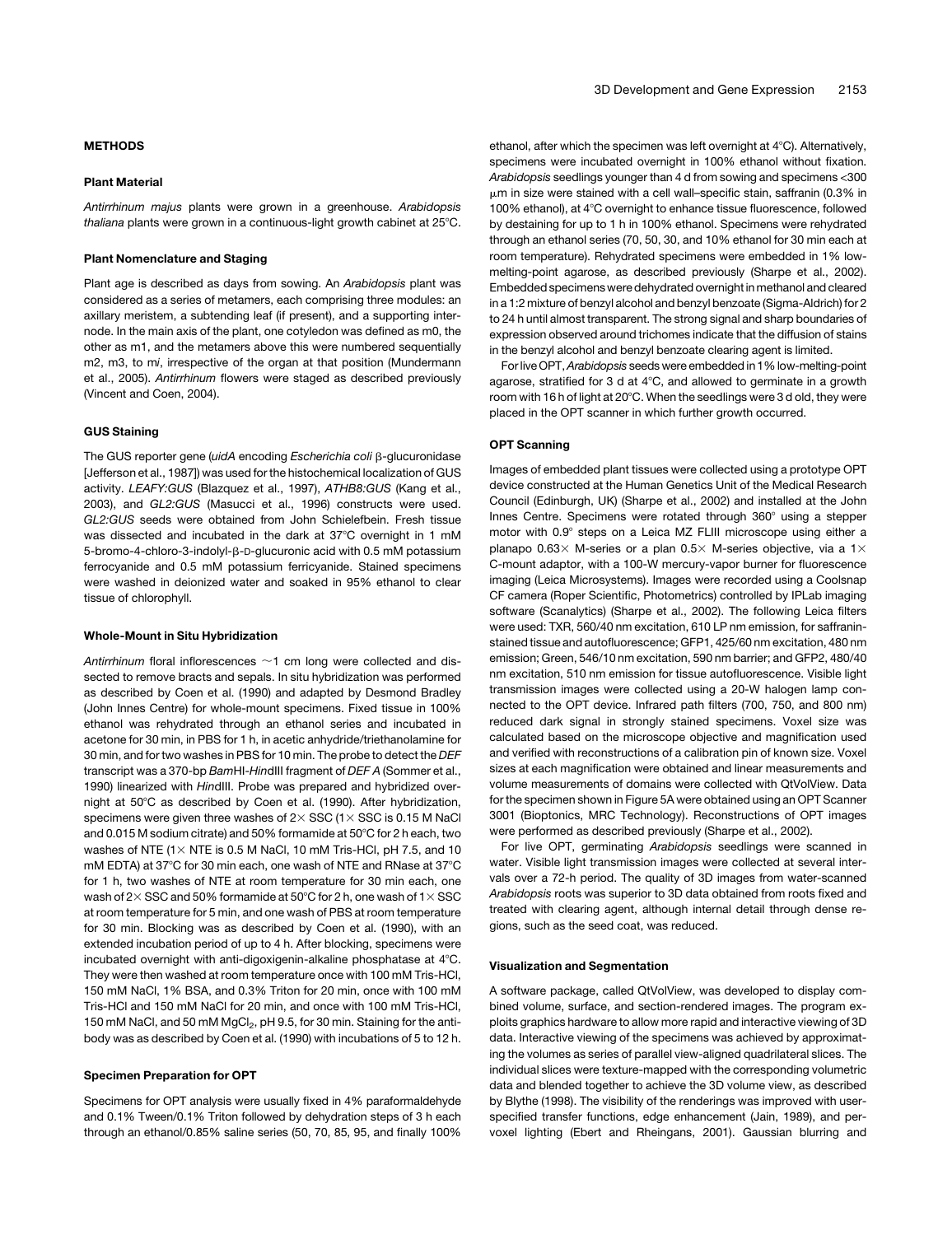## METHODS

### Plant Material

*Antirrhinum majus* plants were grown in a greenhouse. *Arabidopsis thaliana* plants were grown in a continuous-light growth cabinet at 25°C.

### Plant Nomenclature and Staging

Plant age is described as days from sowing. An *Arabidopsis* plant was considered as a series of metamers, each comprising three modules: an axillary meristem, a subtending leaf (if present), and a supporting internode. In the main axis of the plant, one cotyledon was defined as m0, the other as m1, and the metamers above this were numbered sequentially m2, m3, to m*i*, irrespective of the organ at that position (Mundermann et al., 2005). *Antirrhinum* flowers were staged as described previously (Vincent and Coen, 2004).

### GUS Staining

The GUS reporter gene (*uidA* encoding *Escherichia coli* β-glucuronidase [Jefferson et al., 1987]) was used for the histochemical localization of GUS activity. *LEAFY:GUS* (Blazquez et al., 1997), *ATHB8:GUS* (Kang et al., 2003), and *GL2:GUS* (Masucci et al., 1996) constructs were used. *GL2:GUS* seeds were obtained from John Schielefbein. Fresh tissue was dissected and incubated in the dark at 37°C overnight in 1 mM 5-bromo-4-chloro-3-indolyl-β-D-glucuronic acid with 0.5 mM potassium ferrocyanide and 0.5 mM potassium ferricyanide. Stained specimens were washed in deionized water and soaked in 95% ethanol to clear tissue of chlorophyll.

### Whole-Mount in Situ Hybridization

*Antirrhinum* floral inflorescences ~1 cm long were collected and dissected to remove bracts and sepals. In situ hybridization was performed as described by Coen et al. (1990) and adapted by Desmond Bradley (John Innes Centre) for whole-mount specimens. Fixed tissue in 100% ethanol was rehydrated through an ethanol series and incubated in acetone for 30 min, in PBS for 1 h, in acetic anhydride/triethanolamine for 30 min, and for two washes in PBS for 10 min. The probe to detect the *DEF* transcript was a 370-bp *Bam*HI-*Hin*dIII fragment of *DEF A* (Sommer et al., 1990) linearized with *Hin*dIII. Probe was prepared and hybridized overnight at 50°C as described by Coen et al. (1990). After hybridization, specimens were given three washes of 2× SSC (1× SSC is 0.15 M NaCl and 0.015 M sodium citrate) and 50% formamide at 50°C for 2 h each, two washes of NTE (1× NTE is 0.5 M NaCl, 10 mM Tris-HCl, pH 7.5, and 10 mM EDTA) at 37°C for 30 min each, one wash of NTE and RNase at 37°C for 1 h, two washes of NTE at room temperature for 30 min each, one wash of 2× SSC and 50% formamide at 50°C for 2 h, one wash of 1× SSC at room temperature for 5 min, and one wash of PBS at room temperature for 30 min. Blocking was as described by Coen et al. (1990), with an extended incubation period of up to 4 h. After blocking, specimens were incubated overnight with anti-digoxigenin-alkaline phosphatase at 4°C. They were then washed at room temperature once with 100 mM Tris-HCl, 150 mM NaCl, 1% BSA, and 0.3% Triton for 20 min, once with 100 mM Tris-HCl and 150 mM NaCl for 20 min, and once with 100 mM Tris-HCl, 150 mM NaCl, and 50 mM $MgCl_2$, pH 9.5, for 30 min. Staining for the antibody was as described by Coen et al. (1990) with incubations of 5 to 12 h.

### Specimen Preparation for OPT

Specimens for OPT analysis were usually fixed in 4% paraformaldehyde and 0.1% Tween/0.1% Triton followed by dehydration steps of 3 h each through an ethanol/0.85% saline series (50, 70, 85, 95, and finally 100% ethanol, after which the specimen was left overnight at 4°C). Alternatively, specimens were incubated overnight in 100% ethanol without fixation. *Arabidopsis* seedlings younger than 4 d from sowing and specimens <300 μm in size were stained with a cell wall–specific stain, saffranin (0.3% in 100% ethanol), at 4°C overnight to enhance tissue fluorescence, followed by destaining for up to 1 h in 100% ethanol. Specimens were rehydrated through an ethanol series (70, 50, 30, and 10% ethanol for 30 min each at room temperature). Rehydrated specimens were embedded in 1% low-melting-point agarose, as described previously (Sharpe et al., 2002). Embedded specimens were dehydrated overnight in methanol and cleared in a 1:2 mixture of benzyl alcohol and benzyl benzoate (Sigma-Aldrich) for 2 to 24 h until almost transparent. The strong signal and sharp boundaries of expression observed around trichomes indicate that the diffusion of stains in the benzyl alcohol and benzyl benzoate clearing agent is limited.

For live OPT, *Arabidopsis* seeds were embedded in 1% low-melting-point agarose, stratified for 3 d at 4°C, and allowed to germinate in a growth room with 16 h of light at 20°C. When the seedlings were 3 d old, they were placed in the OPT scanner in which further growth occurred.

### OPT Scanning

Images of embedded plant tissues were collected using a prototype OPT device constructed at the Human Genetics Unit of the Medical Research Council (Edinburgh, UK) (Sharpe et al., 2002) and installed at the John Innes Centre. Specimens were rotated through 360° using a stepper motor with 0.9° steps on a Leica MZ FLIII microscope using either a planapo 0.63× M-series or a plan 0.5× M-series objective, via a 1× C-mount adaptor, with a 100-W mercury-vapor burner for fluorescence imaging (Leica Microsystems). Images were recorded using a Coolsnap CF camera (Roper Scientific, Photometrics) controlled by IPLab imaging software (Scanalytics) (Sharpe et al., 2002). The following Leica filters were used: TXR, 560/40 nm excitation, 610 LP nm emission, for saffranin-stained tissue and autofluorescence; GFP1, 425/60 nm excitation, 480 nm emission; Green, 546/10 nm excitation, 590 nm barrier; and GFP2, 480/40 nm excitation, 510 nm emission for tissue autofluorescence. Visible light transmission images were collected using a 20-W halogen lamp connected to the OPT device. Infrared path filters (700, 750, and 800 nm) reduced dark signal in strongly stained specimens. Voxel size was calculated based on the microscope objective and magnification used and verified with reconstructions of a calibration pin of known size. Voxel sizes at each magnification were obtained and linear measurements and volume measurements of domains were collected with QtVolView. Data for the specimen shown in Figure 5A were obtained using an OPT Scanner 3001 (Bioptonics, MRC Technology). Reconstructions of OPT images were performed as described previously (Sharpe et al., 2002).

For live OPT, germinating *Arabidopsis* seedlings were scanned in water. Visible light transmission images were collected at several intervals over a 72-h period. The quality of 3D images from water-scanned *Arabidopsis* roots was superior to 3D data obtained from roots fixed and treated with clearing agent, although internal detail through dense regions, such as the seed coat, was reduced.

### Visualization and Segmentation

A software package, called QtVolView, was developed to display combined volume, surface, and section-rendered images. The program exploits graphics hardware to allow more rapid and interactive viewing of 3D data. Interactive viewing of the specimens was achieved by approximating the volumes as series of parallel view-aligned quadrilateral slices. The individual slices were texture-mapped with the corresponding volumetric data and blended together to achieve the 3D volume view, as described by Blythe (1998). The visibility of the renderings was improved with user-specified transfer functions, edge enhancement (Jain, 1989), and per-voxel lighting (Ebert and Rheingans, 2001). Gaussian blurring and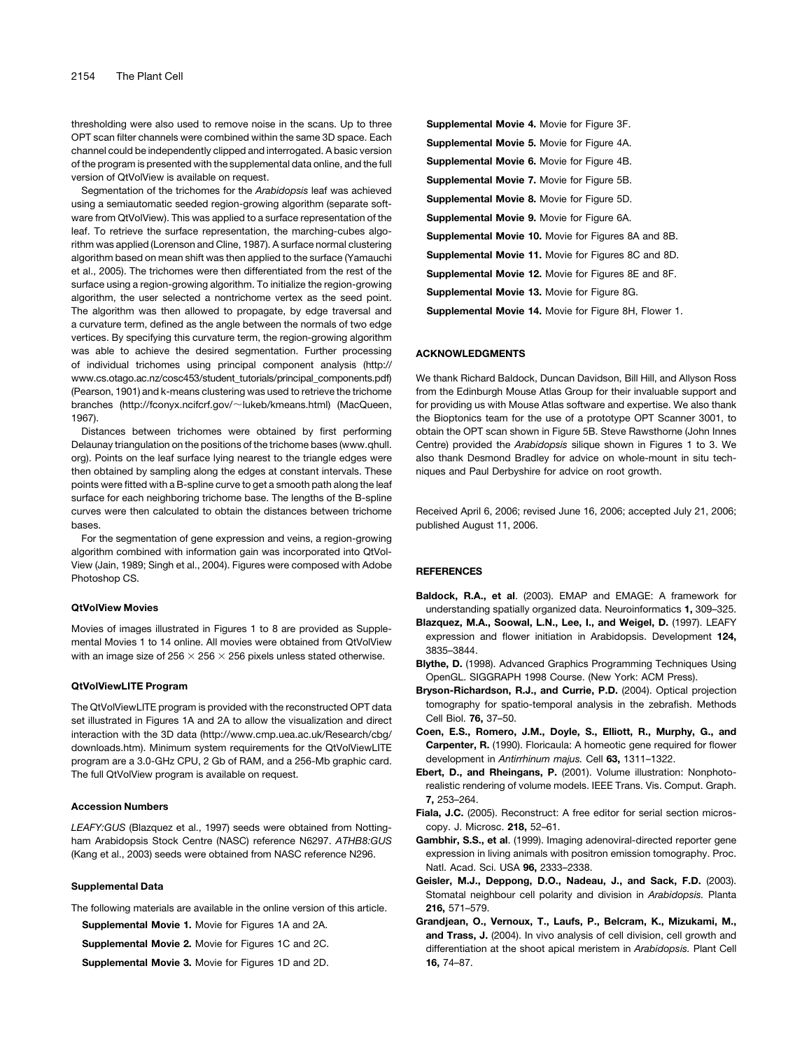thresholding were also used to remove noise in the scans. Up to three OPT scan filter channels were combined within the same 3D space. Each channel could be independently clipped and interrogated. A basic version of the program is presented with the supplemental data online, and the full version of QtVolView is available on request.

Segmentation of the trichomes for the *Arabidopsis* leaf was achieved using a semiautomatic seeded region-growing algorithm (separate software from QtVolView). This was applied to a surface representation of the leaf. To retrieve the surface representation, the marching-cubes algorithm was applied (Lorenson and Cline, 1987). A surface normal clustering algorithm based on mean shift was then applied to the surface (Yamauchi et al., 2005). The trichomes were then differentiated from the rest of the surface using a region-growing algorithm. To initialize the region-growing algorithm, the user selected a nontrichome vertex as the seed point. The algorithm was then allowed to propagate, by edge traversal and a curvature term, defined as the angle between the normals of two edge vertices. By specifying this curvature term, the region-growing algorithm was able to achieve the desired segmentation. Further processing of individual trichomes using principal component analysis (http://www.cs.otago.ac.nz/cosc453/student_tutorials/principal_components.pdf) (Pearson, 1901) and k-means clustering was used to retrieve the trichome branches (http://fconyx.ncifcrf.gov/~lukeb/kmeans.html) (MacQueen, 1967).

Distances between trichomes were obtained by first performing Delaunay triangulation on the positions of the trichome bases (www.qhull.org). Points on the leaf surface lying nearest to the triangle edges were then obtained by sampling along the edges at constant intervals. These points were fitted with a B-spline curve to get a smooth path along the leaf surface for each neighboring trichome base. The lengths of the B-spline curves were then calculated to obtain the distances between trichome bases.

For the segmentation of gene expression and veins, a region-growing algorithm combined with information gain was incorporated into QtVolView (Jain, 1989; Singh et al., 2004). Figures were composed with Adobe Photoshop CS.

### QtVolView Movies

Movies of images illustrated in Figures 1 to 8 are provided as Supplemental Movies 1 to 14 online. All movies were obtained from QtVolView with an image size of 256 × 256 × 256 pixels unless stated otherwise.

### QtVolViewLITE Program

The QtVolViewLITE program is provided with the reconstructed OPT data set illustrated in Figures 1A and 2A to allow the visualization and direct interaction with the 3D data (http://www.cmp.uea.ac.uk/Research/cbg/downloads.htm). Minimum system requirements for the QtVolViewLITE program are a 3.0-GHz CPU, 2 Gb of RAM, and a 256-Mb graphic card. The full QtVolView program is available on request.

### Accession Numbers

*LEAFY:GUS* (Blazquez et al., 1997) seeds were obtained from Nottingham Arabidopsis Stock Centre (NASC) reference N6297. *ATHB8:GUS* (Kang et al., 2003) seeds were obtained from NASC reference N296.

### Supplemental Data

The following materials are available in the online version of this article.

**Supplemental Movie 1.** Movie for Figures 1A and 2A.

**Supplemental Movie 2.** Movie for Figures 1C and 2C.

**Supplemental Movie 3.** Movie for Figures 1D and 2D.

**Supplemental Movie 4.** Movie for Figure 3F.

**Supplemental Movie 5.** Movie for Figure 4A.

**Supplemental Movie 6.** Movie for Figure 4B.

**Supplemental Movie 7.** Movie for Figure 5B.

**Supplemental Movie 8.** Movie for Figure 5D.

**Supplemental Movie 9.** Movie for Figure 6A.

**Supplemental Movie 10.** Movie for Figures 8A and 8B.

**Supplemental Movie 11.** Movie for Figures 8C and 8D.

**Supplemental Movie 12.** Movie for Figures 8E and 8F.

**Supplemental Movie 13.** Movie for Figure 8G.

**Supplemental Movie 14.** Movie for Figure 8H, Flower 1.

## ACKNOWLEDGMENTS

We thank Richard Baldock, Duncan Davidson, Bill Hill, and Allyson Ross from the Edinburgh Mouse Atlas Group for their invaluable support and for providing us with Mouse Atlas software and expertise. We also thank the Bioptonics team for the use of a prototype OPT Scanner 3001, to obtain the OPT scan shown in Figure 5B. Steve Rawsthorne (John Innes Centre) provided the *Arabidopsis* silique shown in Figures 1 to 3. We also thank Desmond Bradley for advice on whole-mount in situ techniques and Paul Derbyshire for advice on root growth.

Received April 6, 2006; revised June 16, 2006; accepted July 21, 2006; published August 11, 2006.

## REFERENCES

**Baldock, R.A., et al**. (2003). EMAP and EMAGE: A framework for understanding spatially organized data. Neuroinformatics **1,** 309–325.

**Blazquez, M.A., Soowal, L.N., Lee, I., and Weigel, D.** (1997). LEAFY expression and flower initiation in Arabidopsis. Development **124,** 3835–3844.

**Blythe, D.** (1998). Advanced Graphics Programming Techniques Using OpenGL. SIGGRAPH 1998 Course. (New York: ACM Press).

**Bryson-Richardson, R.J., and Currie, P.D.** (2004). Optical projection tomography for spatio-temporal analysis in the zebrafish. Methods Cell Biol. **76,** 37–50.

**Coen, E.S., Romero, J.M., Doyle, S., Elliott, R., Murphy, G., and Carpenter, R.** (1990). Floricaula: A homeotic gene required for flower development in *Antirrhinum majus.* Cell **63,** 1311–1322.

**Ebert, D., and Rheingans, P.** (2001). Volume illustration: Nonphotorealistic rendering of volume models. IEEE Trans. Vis. Comput. Graph. **7,** 253–264.

**Fiala, J.C.** (2005). Reconstruct: A free editor for serial section microscopy. J. Microsc. **218,** 52–61.

**Gambhir, S.S., et al**. (1999). Imaging adenoviral-directed reporter gene expression in living animals with positron emission tomography. Proc. Natl. Acad. Sci. USA **96,** 2333–2338.

**Geisler, M.J., Deppong, D.O., Nadeau, J., and Sack, F.D.** (2003). Stomatal neighbour cell polarity and division in *Arabidopsis.* Planta **216,** 571–579.

**Grandjean, O., Vernoux, T., Laufs, P., Belcram, K., Mizukami, M., and Trass, J.** (2004). In vivo analysis of cell division, cell growth and differentiation at the shoot apical meristem in *Arabidopsis.* Plant Cell **16,** 74–87.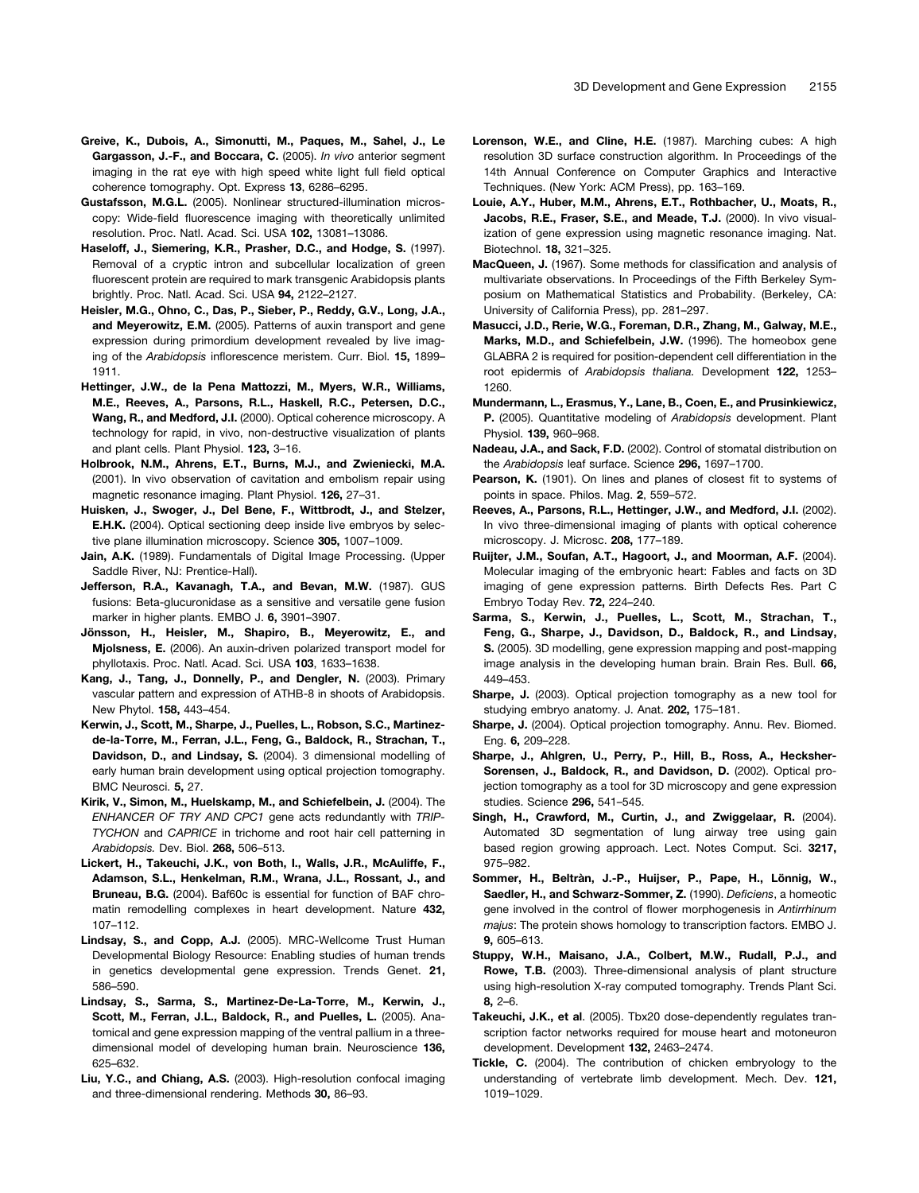**Greive, K., Dubois, A., Simonutti, M., Paques, M., Sahel, J., Le Gargasson, J.-F., and Boccara, C.** (2005). *In vivo* anterior segment imaging in the rat eye with high speed white light full field optical coherence tomography. Opt. Express **13**, 6286–6295.

**Gustafsson, M.G.L.** (2005). Nonlinear structured-illumination microscopy: Wide-field fluorescence imaging with theoretically unlimited resolution. Proc. Natl. Acad. Sci. USA **102,** 13081–13086.

**Haseloff, J., Siemering, K.R., Prasher, D.C., and Hodge, S.** (1997). Removal of a cryptic intron and subcellular localization of green fluorescent protein are required to mark transgenic Arabidopsis plants brightly. Proc. Natl. Acad. Sci. USA **94,** 2122–2127.

**Heisler, M.G., Ohno, C., Das, P., Sieber, P., Reddy, G.V., Long, J.A., and Meyerowitz, E.M.** (2005). Patterns of auxin transport and gene expression during primordium development revealed by live imaging of the *Arabidopsis* inflorescence meristem. Curr. Biol. **15,** 1899–1911.

**Hettinger, J.W., de la Pena Mattozzi, M., Myers, W.R., Williams, M.E., Reeves, A., Parsons, R.L., Haskell, R.C., Petersen, D.C., Wang, R., and Medford, J.I.** (2000). Optical coherence microscopy. A technology for rapid, in vivo, non-destructive visualization of plants and plant cells. Plant Physiol. **123,** 3–16.

**Holbrook, N.M., Ahrens, E.T., Burns, M.J., and Zwieniecki, M.A.** (2001). In vivo observation of cavitation and embolism repair using magnetic resonance imaging. Plant Physiol. **126,** 27–31.

**Huisken, J., Swoger, J., Del Bene, F., Wittbrodt, J., and Stelzer, E.H.K.** (2004). Optical sectioning deep inside live embryos by selective plane illumination microscopy. Science **305,** 1007–1009.

**Jain, A.K.** (1989). Fundamentals of Digital Image Processing. (Upper Saddle River, NJ: Prentice-Hall).

**Jefferson, R.A., Kavanagh, T.A., and Bevan, M.W.** (1987). GUS fusions: Beta-glucuronidase as a sensitive and versatile gene fusion marker in higher plants. EMBO J. **6,** 3901–3907.

**Jönsson, H., Heisler, M., Shapiro, B., Meyerowitz, E., and Mjolsness, E.** (2006). An auxin-driven polarized transport model for phyllotaxis. Proc. Natl. Acad. Sci. USA **103**, 1633–1638.

**Kang, J., Tang, J., Donnelly, P., and Dengler, N.** (2003). Primary vascular pattern and expression of ATHB-8 in shoots of Arabidopsis. New Phytol. **158,** 443–454.

**Kerwin, J., Scott, M., Sharpe, J., Puelles, L., Robson, S.C., Martinez-de-la-Torre, M., Ferran, J.L., Feng, G., Baldock, R., Strachan, T., Davidson, D., and Lindsay, S.** (2004). 3 dimensional modelling of early human brain development using optical projection tomography. BMC Neurosci. **5,** 27.

**Kirik, V., Simon, M., Huelskamp, M., and Schiefelbein, J.** (2004). The *ENHANCER OF TRY AND CPC1* gene acts redundantly with *TRIPTYCHON* and *CAPRICE* in trichome and root hair cell patterning in *Arabidopsis.* Dev. Biol. **268,** 506–513.

**Lickert, H., Takeuchi, J.K., von Both, I., Walls, J.R., McAuliffe, F., Adamson, S.L., Henkelman, R.M., Wrana, J.L., Rossant, J., and Bruneau, B.G.** (2004). Baf60c is essential for function of BAF chromatin remodelling complexes in heart development. Nature **432,** 107–112.

**Lindsay, S., and Copp, A.J.** (2005). MRC-Wellcome Trust Human Developmental Biology Resource: Enabling studies of human trends in genetics developmental gene expression. Trends Genet. **21,** 586–590.

**Lindsay, S., Sarma, S., Martinez-De-La-Torre, M., Kerwin, J., Scott, M., Ferran, J.L., Baldock, R., and Puelles, L.** (2005). Anatomical and gene expression mapping of the ventral pallium in a three-dimensional model of developing human brain. Neuroscience **136,** 625–632.

**Liu, Y.C., and Chiang, A.S.** (2003). High-resolution confocal imaging and three-dimensional rendering. Methods **30,** 86–93.

**Lorenson, W.E., and Cline, H.E.** (1987). Marching cubes: A high resolution 3D surface construction algorithm. In Proceedings of the 14th Annual Conference on Computer Graphics and Interactive Techniques. (New York: ACM Press), pp. 163–169.

**Louie, A.Y., Huber, M.M., Ahrens, E.T., Rothbacher, U., Moats, R., Jacobs, R.E., Fraser, S.E., and Meade, T.J.** (2000). In vivo visualization of gene expression using magnetic resonance imaging. Nat. Biotechnol. **18,** 321–325.

**MacQueen, J.** (1967). Some methods for classification and analysis of multivariate observations. In Proceedings of the Fifth Berkeley Symposium on Mathematical Statistics and Probability. (Berkeley, CA: University of California Press), pp. 281–297.

**Masucci, J.D., Rerie, W.G., Foreman, D.R., Zhang, M., Galway, M.E., Marks, M.D., and Schiefelbein, J.W.** (1996). The homeobox gene GLABRA 2 is required for position-dependent cell differentiation in the root epidermis of *Arabidopsis thaliana.* Development **122,** 1253–1260.

**Mundermann, L., Erasmus, Y., Lane, B., Coen, E., and Prusinkiewicz, P.** (2005). Quantitative modeling of *Arabidopsis* development. Plant Physiol. **139,** 960–968.

**Nadeau, J.A., and Sack, F.D.** (2002). Control of stomatal distribution on the *Arabidopsis* leaf surface. Science **296,** 1697–1700.

**Pearson, K.** (1901). On lines and planes of closest fit to systems of points in space. Philos. Mag. **2**, 559–572.

**Reeves, A., Parsons, R.L., Hettinger, J.W., and Medford, J.I.** (2002). In vivo three-dimensional imaging of plants with optical coherence microscopy. J. Microsc. **208,** 177–189.

**Ruijter, J.M., Soufan, A.T., Hagoort, J., and Moorman, A.F.** (2004). Molecular imaging of the embryonic heart: Fables and facts on 3D imaging of gene expression patterns. Birth Defects Res. Part C Embryo Today Rev. **72,** 224–240.

**Sarma, S., Kerwin, J., Puelles, L., Scott, M., Strachan, T., Feng, G., Sharpe, J., Davidson, D., Baldock, R., and Lindsay, S.** (2005). 3D modelling, gene expression mapping and post-mapping image analysis in the developing human brain. Brain Res. Bull. **66,** 449–453.

**Sharpe, J.** (2003). Optical projection tomography as a new tool for studying embryo anatomy. J. Anat. **202,** 175–181.

**Sharpe, J.** (2004). Optical projection tomography. Annu. Rev. Biomed. Eng. **6,** 209–228.

**Sharpe, J., Ahlgren, U., Perry, P., Hill, B., Ross, A., Hecksher-Sorensen, J., Baldock, R., and Davidson, D.** (2002). Optical projection tomography as a tool for 3D microscopy and gene expression studies. Science **296,** 541–545.

**Singh, H., Crawford, M., Curtin, J., and Zwiggelaar, R.** (2004). Automated 3D segmentation of lung airway tree using gain based region growing approach. Lect. Notes Comput. Sci. **3217,** 975–982.

**Sommer, H., Beltràn, J.-P., Huijser, P., Pape, H., Lönnig, W., Saedler, H., and Schwarz-Sommer, Z.** (1990). *Deficiens*, a homeotic gene involved in the control of flower morphogenesis in *Antirrhinum majus*: The protein shows homology to transcription factors. EMBO J. **9,** 605–613.

**Stuppy, W.H., Maisano, J.A., Colbert, M.W., Rudall, P.J., and Rowe, T.B.** (2003). Three-dimensional analysis of plant structure using high-resolution X-ray computed tomography. Trends Plant Sci. **8,** 2–6.

**Takeuchi, J.K., et al**. (2005). Tbx20 dose-dependently regulates transcription factor networks required for mouse heart and motoneuron development. Development **132,** 2463–2474.

**Tickle, C.** (2004). The contribution of chicken embryology to the understanding of vertebrate limb development. Mech. Dev. **121,** 1019–1029.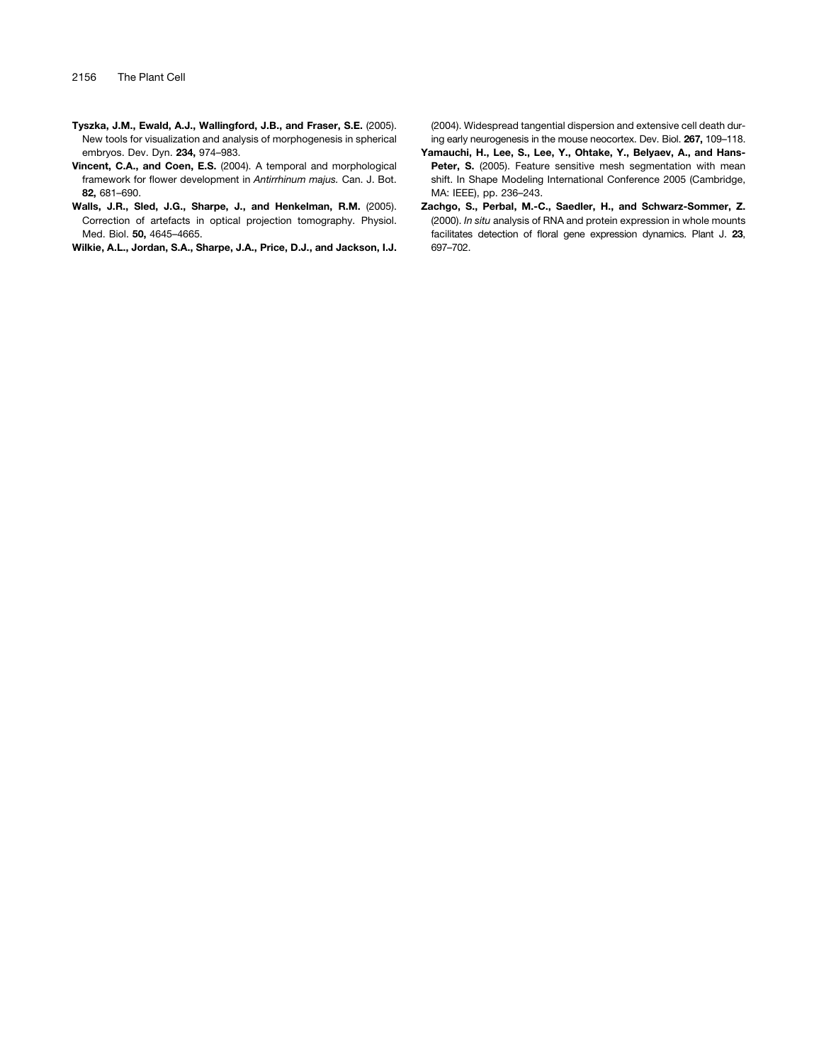**Tyszka, J.M., Ewald, A.J., Wallingford, J.B., and Fraser, S.E.** (2005). New tools for visualization and analysis of morphogenesis in spherical embryos. Dev. Dyn. **234,** 974–983.

**Vincent, C.A., and Coen, E.S.** (2004). A temporal and morphological framework for flower development in *Antirrhinum majus.* Can. J. Bot. **82,** 681–690.

**Walls, J.R., Sled, J.G., Sharpe, J., and Henkelman, R.M.** (2005). Correction of artefacts in optical projection tomography. Physiol. Med. Biol. **50,** 4645–4665.

**Wilkie, A.L., Jordan, S.A., Sharpe, J.A., Price, D.J., and Jackson, I.J.** (2004). Widespread tangential dispersion and extensive cell death during early neurogenesis in the mouse neocortex. Dev. Biol. **267,** 109–118.

**Yamauchi, H., Lee, S., Lee, Y., Ohtake, Y., Belyaev, A., and Hans-Peter, S.** (2005). Feature sensitive mesh segmentation with mean shift. In Shape Modeling International Conference 2005 (Cambridge, MA: IEEE), pp. 236–243.

**Zachgo, S., Perbal, M.-C., Saedler, H., and Schwarz-Sommer, Z.** (2000). *In situ* analysis of RNA and protein expression in whole mounts facilitates detection of floral gene expression dynamics. Plant J. **23**, 697–702.